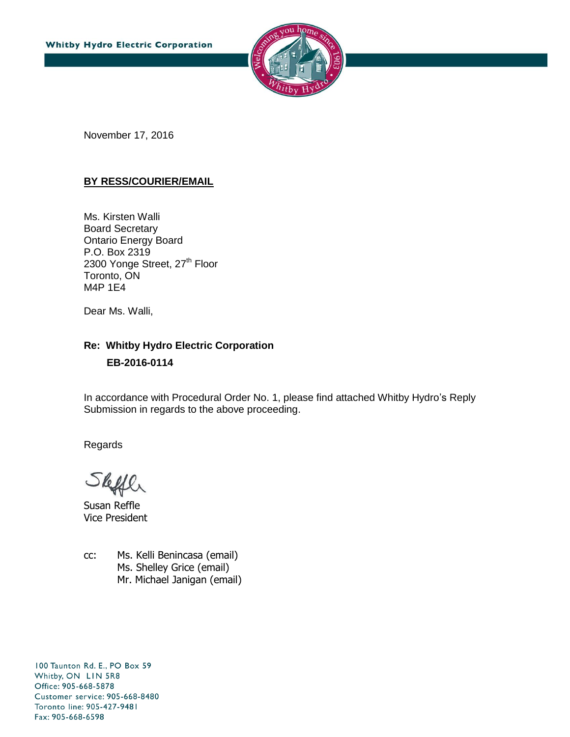Whitby Hydro Electric Corporation

November 17, 2016

**BY RESS/COURIER/EMAIL**

Ms. Kirsten Walli
Board Secretary
Ontario Energy Board
P.O. Box 2319
2300 Yonge Street, 27th Floor
Toronto, ON
M4P 1E4

Dear Ms. Walli,

**Re: Whitby Hydro Electric Corporation**
**EB-2016-0114**

In accordance with Procedural Order No. 1, please find attached Whitby Hydro's Reply Submission in regards to the above proceeding.

Regards

Susan Reffle
Vice President

cc: Ms. Kelli Benincasa (email)
Ms. Shelley Grice (email)
Mr. Michael Janigan (email)

100 Taunton Rd. E., PO Box 59
Whitby, ON L1N 5R8
Office: 905-668-5878
Customer service: 905-668-8480
Toronto line: 905-427-9481
Fax: 905-668-6598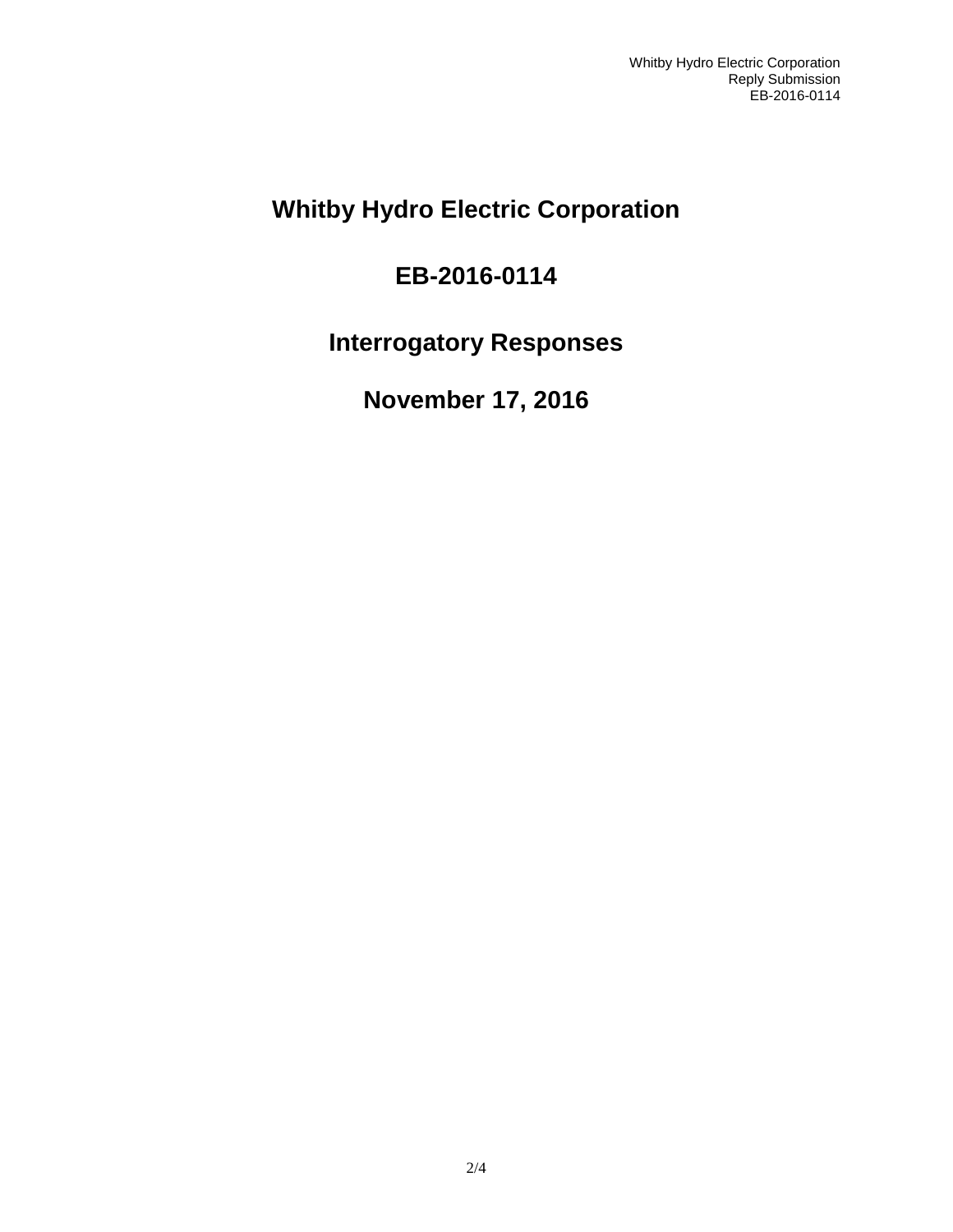# Whitby Hydro Electric Corporation

# EB-2016-0114

# Interrogatory Responses

# November 17, 2016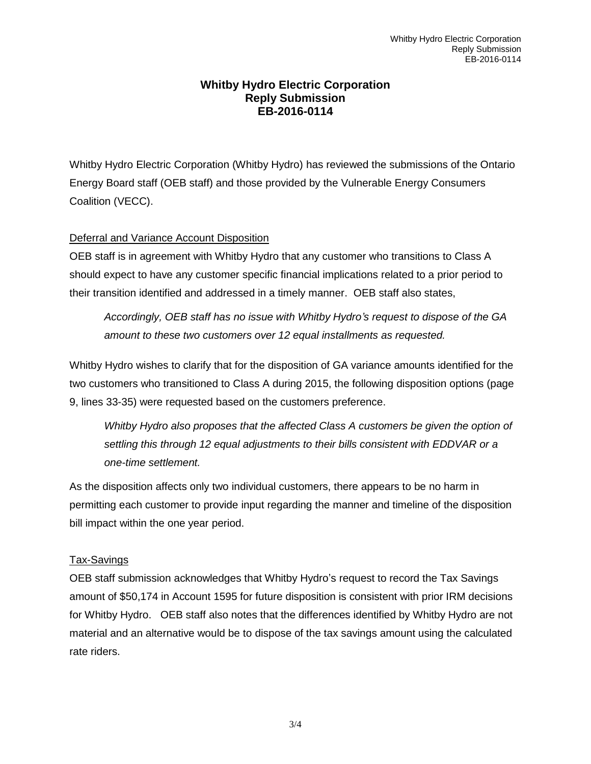# Whitby Hydro Electric Corporation
# Reply Submission
# EB-2016-0114

Whitby Hydro Electric Corporation (Whitby Hydro) has reviewed the submissions of the Ontario Energy Board staff (OEB staff) and those provided by the Vulnerable Energy Consumers Coalition (VECC).

## Deferral and Variance Account Disposition

OEB staff is in agreement with Whitby Hydro that any customer who transitions to Class A should expect to have any customer specific financial implications related to a prior period to their transition identified and addressed in a timely manner. OEB staff also states,

> *Accordingly, OEB staff has no issue with Whitby Hydro's request to dispose of the GA amount to these two customers over 12 equal installments as requested.*

Whitby Hydro wishes to clarify that for the disposition of GA variance amounts identified for the two customers who transitioned to Class A during 2015, the following disposition options (page 9, lines 33-35) were requested based on the customers preference.

> *Whitby Hydro also proposes that the affected Class A customers be given the option of settling this through 12 equal adjustments to their bills consistent with EDDVAR or a one-time settlement.*

As the disposition affects only two individual customers, there appears to be no harm in permitting each customer to provide input regarding the manner and timeline of the disposition bill impact within the one year period.

## Tax-Savings

OEB staff submission acknowledges that Whitby Hydro's request to record the Tax Savings amount of $50,174 in Account 1595 for future disposition is consistent with prior IRM decisions for Whitby Hydro. OEB staff also notes that the differences identified by Whitby Hydro are not material and an alternative would be to dispose of the tax savings amount using the calculated rate riders.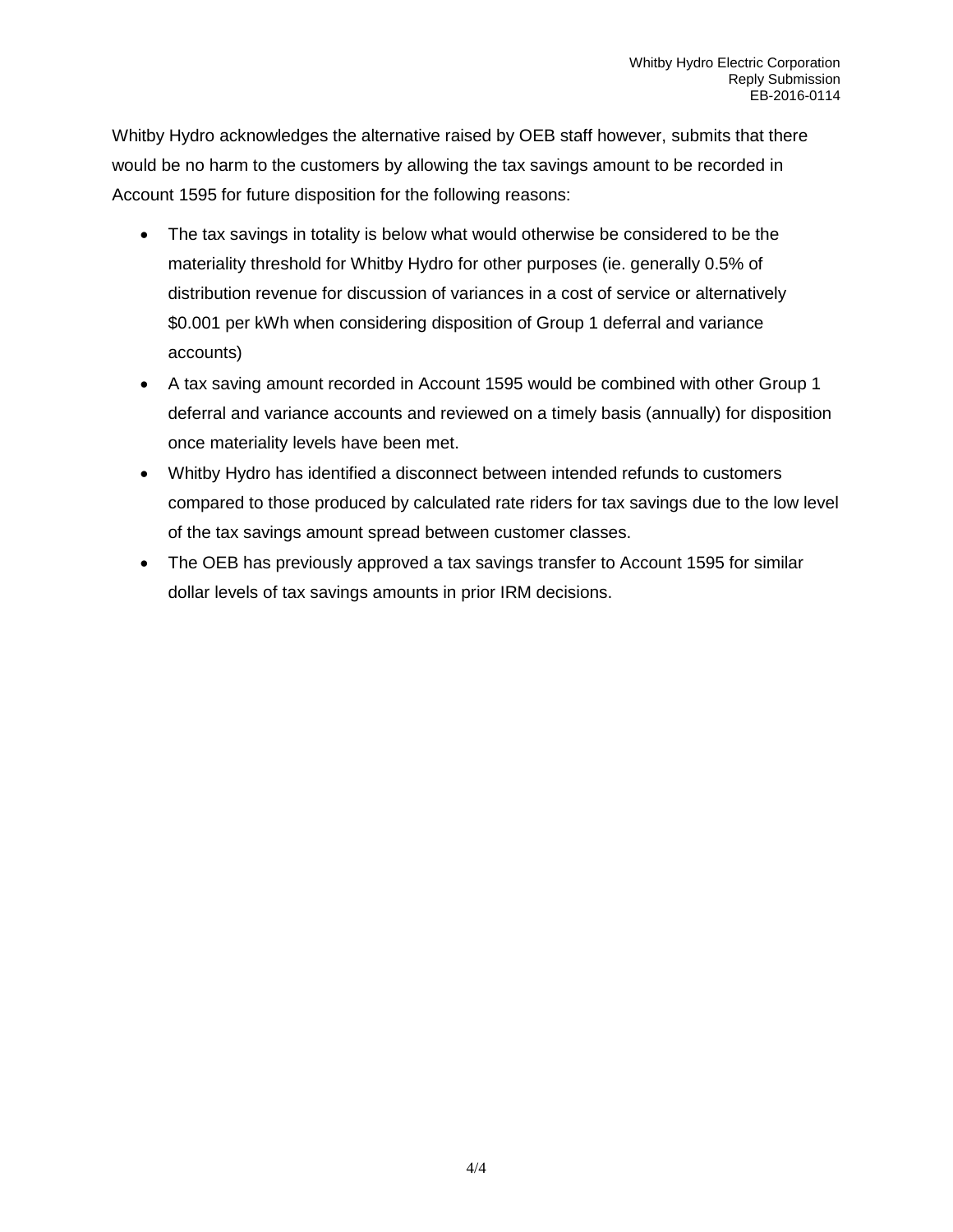Whitby Hydro acknowledges the alternative raised by OEB staff however, submits that there would be no harm to the customers by allowing the tax savings amount to be recorded in Account 1595 for future disposition for the following reasons:

- The tax savings in totality is below what would otherwise be considered to be the materiality threshold for Whitby Hydro for other purposes (ie. generally 0.5% of distribution revenue for discussion of variances in a cost of service or alternatively $0.001 per kWh when considering disposition of Group 1 deferral and variance accounts)
- A tax saving amount recorded in Account 1595 would be combined with other Group 1 deferral and variance accounts and reviewed on a timely basis (annually) for disposition once materiality levels have been met.
- Whitby Hydro has identified a disconnect between intended refunds to customers compared to those produced by calculated rate riders for tax savings due to the low level of the tax savings amount spread between customer classes.
- The OEB has previously approved a tax savings transfer to Account 1595 for similar dollar levels of tax savings amounts in prior IRM decisions.